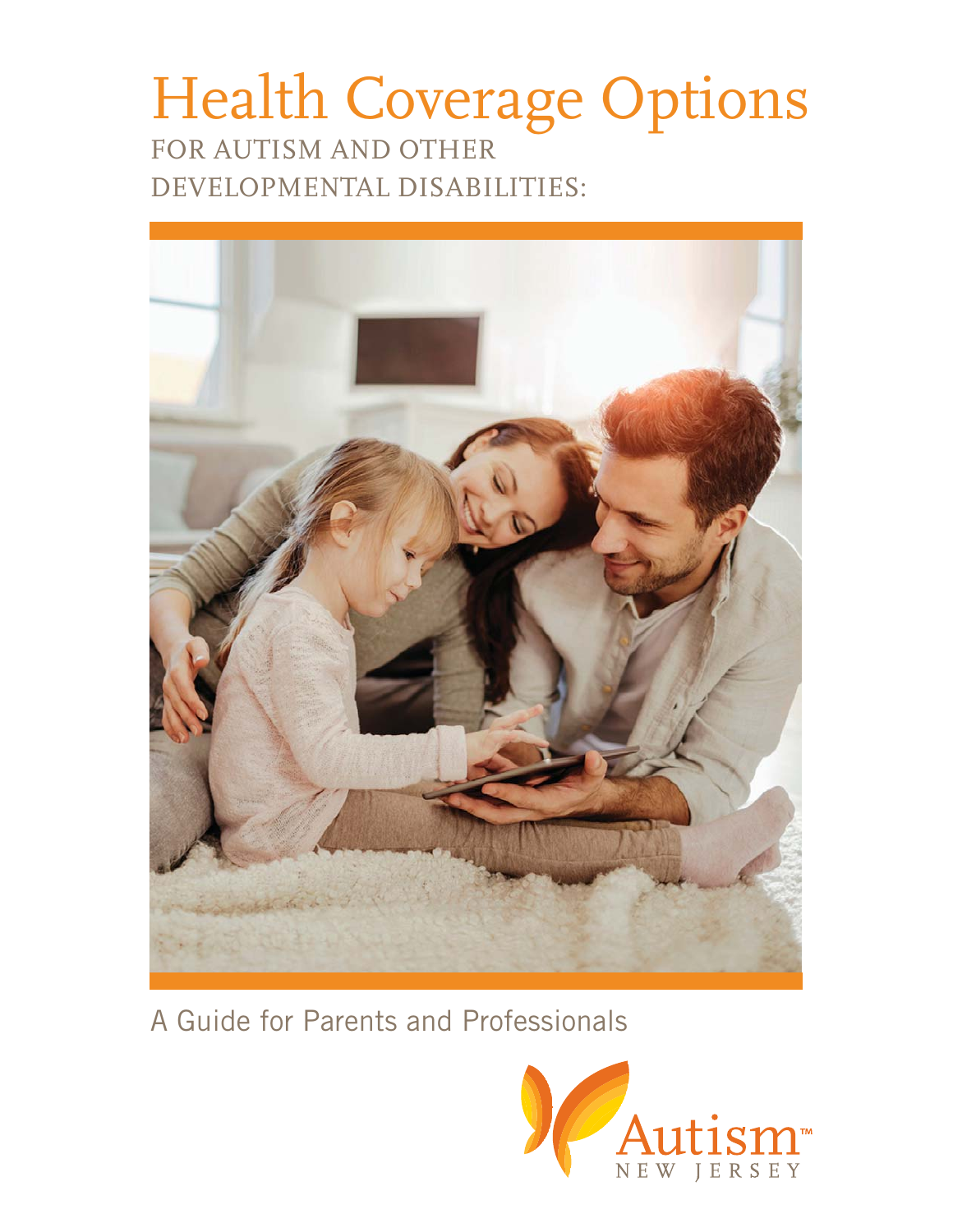# Health Coverage Options

## FOR AUTISM AND OTHER DEVELOPMENTAL DISABILITIES:

A Guide for Parents and Professionals

Autism™ NEW JERSEY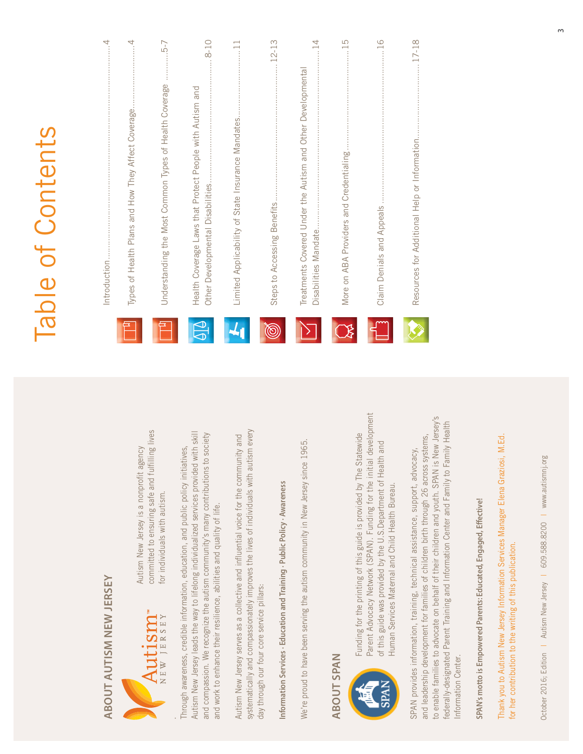## ABOUT AUTISM NEW JERSEY

Autism New Jersey is a nonprofit agency committed to ensuring safe and fulfilling lives for individuals with autism.

Through awareness, credible information, education, and public policy initiatives, Autism New Jersey leads the way to lifelong individualized services provided with skill and compassion. We recognize the autism community's many contributions to society and work to enhance their resilience, abilities and quality of life.

Autism New Jersey serves as a collective and influential voice for the community and systematically and compassionately improves the lives of individuals with autism every day through our four core service pillars:

**Information Services · Education and Training · Public Policy · Awareness**

We're proud to have been serving the autism community in New Jersey since 1965.

## ABOUT SPAN

Funding for the printing of this guide is provided by The Statewide Parent Advocacy Network (SPAN). Funding for the initial development of this guide was provided by the U.S.Department of Health and Human Services Maternal and Child Health Bureau.

SPAN provides information, training, technical assistance, support, advocacy, and leadership development for families of children birth through 26 across systems, to enable families to advocate on behalf of their children and youth. SPAN is New Jersey's federally-designated Parent Training and Information Center and Family to Family Health Information Center.

**SPAN's motto is Empowered Parents: Educated, Engaged, Effective!**

Thank you to Autism New Jersey Information Services Manager Elena Graziosi, M.Ed. for her contribution to the writing of this publication.

October 2016; Edition | Autism New Jersey | 609.588.8200 | www.autismnj.org

# Table of Contents

- Introduction .......... 4
- Types of Health Plans and How They Affect Coverage .......... 4
- Understanding the Most Common Types of Health Coverage .......... 5-7
- Health Coverage Laws that Protect People with Autism and Other Developmental Disabilities .......... 8-10
- Limited Applicability of State Insurance Mandates .......... 11
- Steps to Accessing Benefits .......... 12-13
- Treatments Covered Under the Autism and Other Developmental Disabilities Mandate .......... 14
- More on ABA Providers and Credentialing .......... 15
- Claim Denials and Appeals .......... 16
- Resources for Additional Help or Information .......... 17-18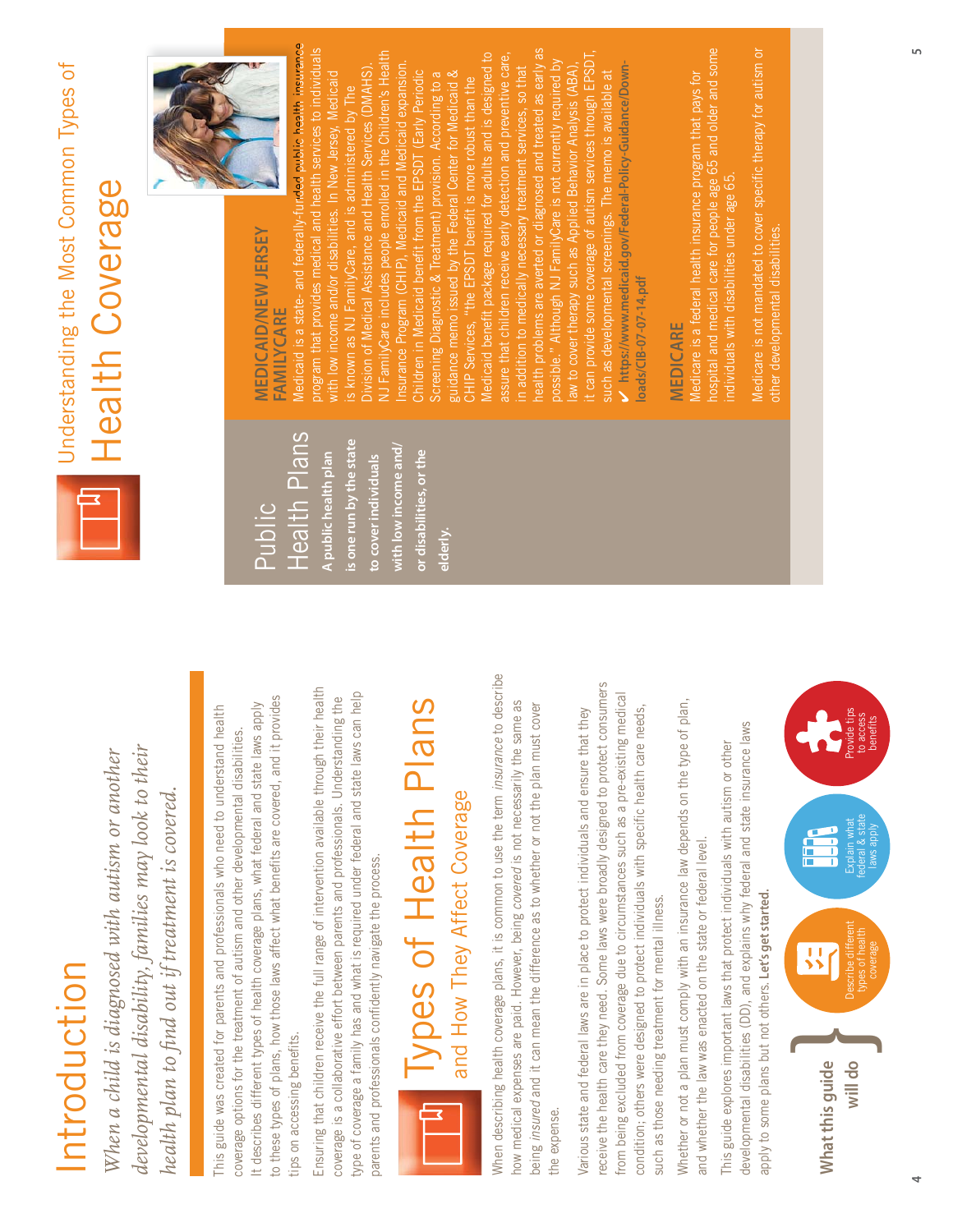# Introduction

*When a child is diagnosed with autism or another developmental disability, families may look to their health plan to find out if treatment is covered.*

This guide was created for parents and professionals who need to understand health coverage options for the treatment of autism and other developmental disabilities. It describes different types of health coverage plans, what federal and state laws apply to these types of plans, how those laws affect what benefits are covered, and it provides tips on accessing benefits.

Ensuring that children receive the full range of intervention available through their health coverage is a collaborative effort between parents and professionals. Understanding the type of coverage a family has and what is required under federal and state laws can help parents and professionals confidently navigate the process.

## Types of Health Plans and How They Affect Coverage

When describing health coverage plans, it is common to use the term *insurance* to describe how medical expenses are paid. However, being *covered* is not necessarily the same as being *insured* and it can mean the difference as to whether or not the plan must cover the expense.

Various state and federal laws are in place to protect individuals and ensure that they receive the health care they need. Some laws were broadly designed to protect consumers from being excluded from coverage due to circumstances such as a pre-existing medical condition; others were designed to protect individuals with specific health care needs, such as those needing treatment for mental illness.

Whether or not a plan must comply with an insurance law depends on the type of plan, and whether the law was enacted on the state or federal level.

This guide explores important laws that protect individuals with autism or other developmental disabilities (DD), and explains why federal and state insurance laws apply to some plans but not others. **Let's get started.**

**What this guide will do**

- Describe different types of health coverage
- Explain what federal & state laws apply
- Provide tips to access benefits

# Understanding the Most Common Types of Health Coverage

## Public Health Plans

**A public health plan is one run by the state to cover individuals with low income and/or disabilities, or the elderly.**

### MEDICAID/NEW JERSEY FAMILYCARE

Medicaid is a state- and federally-funded public health insurance program that provides medical and health services to individuals with low income and/or disabilities. In New Jersey, Medicaid is known as NJ FamilyCare, and is administered by The Division of Medical Assistance and Health Services (DMAHS). NJ FamilyCare includes people enrolled in the Children's Health Insurance Program (CHIP), Medicaid and Medicaid expansion. Children in Medicaid benefit from the EPSDT (Early Periodic Screening Diagnostic & Treatment) provision. According to a guidance memo issued by the Federal Center for Medicaid & CHIP Services, "the EPSDT benefit is more robust than the Medicaid benefit package required for adults and is designed to assure that children receive early detection and preventive care, in addition to medically necessary treatment services, so that health problems are averted or diagnosed and treated as early as possible." Although NJ FamilyCare is not currently required by law to cover therapy such as Applied Behavior Analysis (ABA), it can provide some coverage of autism services through EPSDT, such as developmental screenings. The memo is available at

✔ **https://www.medicaid.gov/Federal-Policy-Guidance/Downloads/CIB-07-07-14.pdf**

### MEDICARE

Medicare is a federal health insurance program that pays for hospital and medical care for people age 65 and older and some individuals with disabilities under age 65.

Medicare is not mandated to cover specific therapy for autism or other developmental disabilities.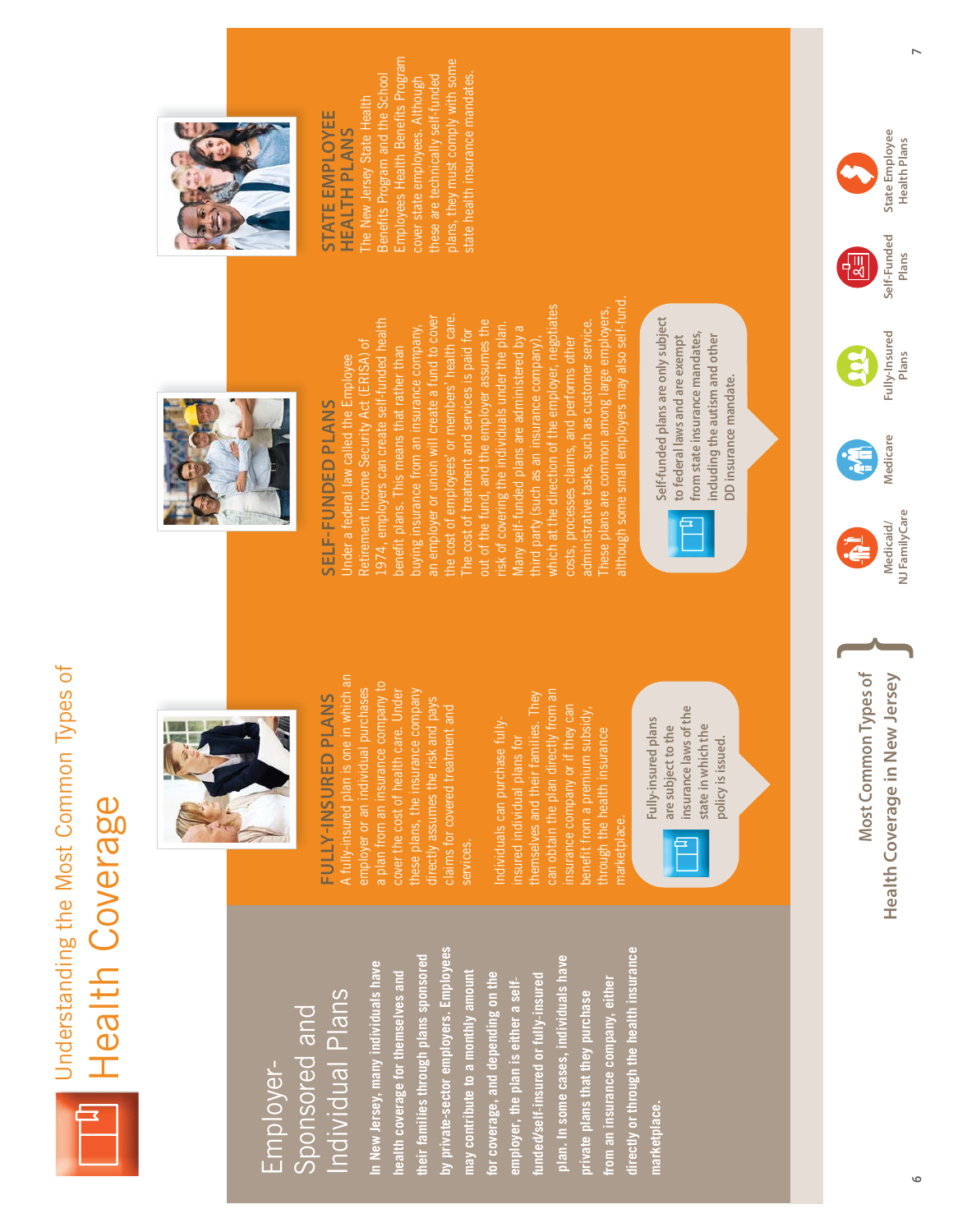# Understanding the Most Common Types of Health Coverage

## Employer-Sponsored and Individual Plans

**In New Jersey, many individuals have health coverage for themselves and their families through plans sponsored by private-sector employers. Employees may contribute to a monthly amount for coverage, and depending on the employer, the plan is either a self-funded/self-insured or fully-insured plan. In some cases, individuals have private plans that they purchase from an insurance company, either directly or through the health insurance marketplace.**

### FULLY-INSURED PLANS

A fully-insured plan is one in which an employer or an individual purchases a plan from an insurance company to cover the cost of health care. Under these plans, the insurance company directly assumes the risk and pays claims for covered treatment and services.

Individuals can purchase fully-insured individual plans for themselves and their families. They can obtain the plan directly from an insurance company or if they can benefit from a premium subsidy, through the health insurance marketplace.

Fully-insured plans are subject to the insurance laws of the state in which the policy is issued.

### SELF-FUNDED PLANS

Under a federal law called the Employee Retirement Income Security Act (ERISA) of 1974, employers can create self-funded health benefit plans. This means that rather than buying insurance from an insurance company, an employer or union will create a fund to cover the cost of employees' or members' health care. The cost of treatment and services is paid for out of the fund, and the employer assumes the risk of covering the individuals under the plan. Many self-funded plans are administered by a third party (such as an insurance company), which at the direction of the employer, negotiates costs, processes claims, and performs other administrative tasks, such as customer service. These plans are common among large employers, although some small employers may also self-fund.

Self-funded plans are only subject to federal laws and are exempt from state insurance mandates, including the autism and other DD insurance mandate.

### STATE EMPLOYEE HEALTH PLANS

The New Jersey State Health Benefits Program and the School Employees Health Benefits Program cover state employees. Although these are technically self-funded plans, they must comply with some state health insurance mandates.

## Most Common Types of Health Coverage in New Jersey

- Medicaid/ NJ FamilyCare
- Medicare
- Fully-Insured Plans
- Self-Funded Plans
- State Employee Health Plans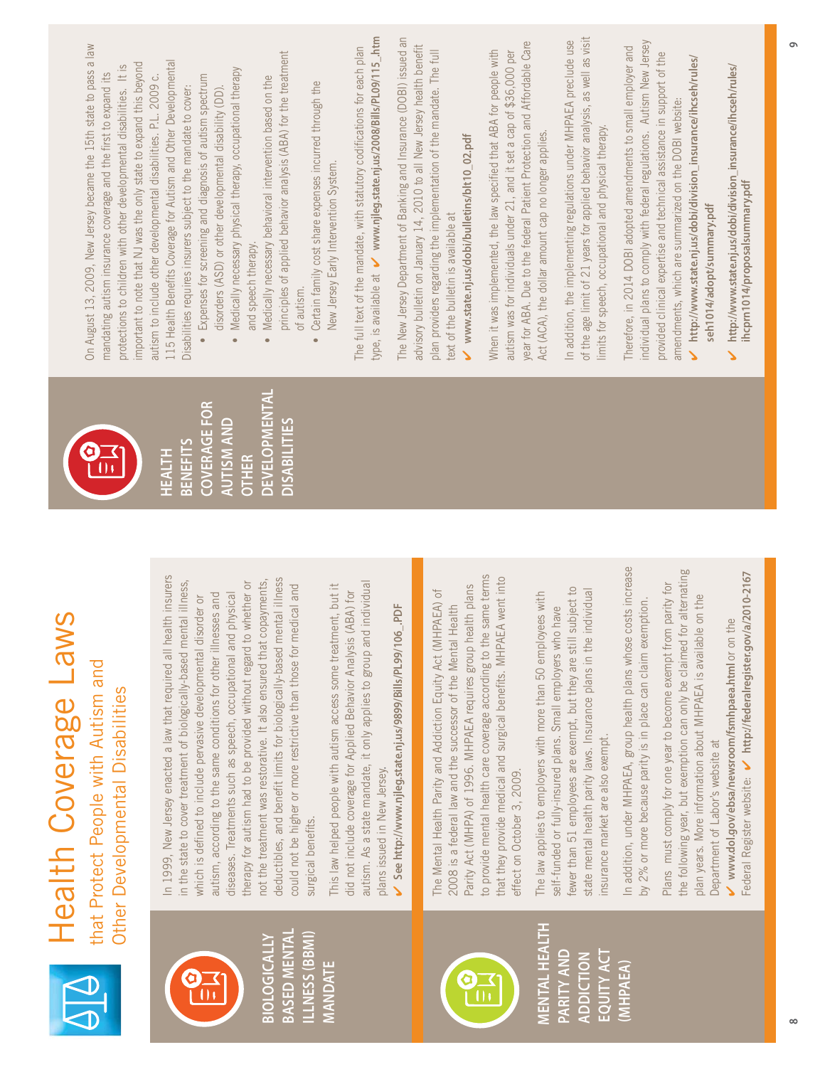# Health Coverage Laws

## that Protect People with Autism and Other Developmental Disabilities

### BIOLOGICALLY BASED MENTAL ILLNESS (BBMI) MANDATE

In 1999, New Jersey enacted a law that required all health insurers in the state to cover treatment of biologically-based mental illness, which is defined to include pervasive developmental disorder or autism, according to the same conditions for other illnesses and diseases. Treatments such as speech, occupational and physical therapy for autism had to be provided without regard to whether or not the treatment was restorative. It also ensured that copayments, deductibles, and benefit limits for biologically-based mental illness could not be higher or more restrictive than those for medical and surgical benefits.

This law helped people with autism access some treatment, but it did not include coverage for Applied Behavior Analysis (ABA) for autism. As a state mandate, it only applies to group and individual plans issued in New Jersey.

✔ **See http://www.njleg.state.nj.us/9899/Bills/PL99/106_.PDF**

### MENTAL HEALTH PARITY AND ADDICTION EQUITY ACT (MHPAEA)

The Mental Health Parity and Addiction Equity Act (MHPAEA) of 2008 is a federal law and the successor of the Mental Health Parity Act (MHPA) of 1996. MHPAEA requires group health plans to provide mental health care coverage according to the same terms that they provide medical and surgical benefits. MHPAEA went into effect on October 3, 2009.

The law applies to employers with more than 50 employees with self-funded or fully-insured plans. Small employers who have fewer than 51 employees are exempt, but they are still subject to state mental health parity laws. Insurance plans in the individual insurance market are also exempt.

In addition, under MHPAEA, group health plans whose costs increase by 2% or more because parity is in place can claim exemption.

Plans must comply for one year to become exempt from parity for the following year, but exemption can only be claimed for alternating plan years. More information about MHPAEA is available on the Department of Labor's website at

✔ **www.dol.gov/ebsa/newsroom/fsmhpaea.html** or on the Federal Register website: ✔ **http://federalregister.gov/a/2010-2167**

### HEALTH BENEFITS COVERAGE FOR AUTISM AND OTHER DEVELOPMENTAL DISABILITIES

On August 13, 2009, New Jersey became the 15th state to pass a law mandating autism insurance coverage and the first to expand its protections to children with other developmental disabilities. It is important to note that NJ was the only state to expand this beyond autism to include other developmental disabilities. P.L. 2009 c. 115 Health Benefits Coverage for Autism and Other Developmental Disabilities requires insurers subject to the mandate to cover:

- Expenses for screening and diagnosis of autism spectrum disorders (ASD) or other developmental disability (DD).
- Medically necessary physical therapy, occupational therapy and speech therapy.
- Medically necessary behavioral intervention based on the principles of applied behavior analysis (ABA) for the treatment of autism.
- Certain family cost share expenses incurred through the New Jersey Early Intervention System.

The full text of the mandate, with statutory codifications for each plan type, is available at ✔ **www.njleg.state.nj.us/2008/Bills/PL09/115_.htm**

The New Jersey Department of Banking and Insurance (DOBI) issued an advisory bulletin on January 14, 2010 to all New Jersey health benefit plan providers regarding the implementation of the mandate. The full text of the bulletin is available at

✔ **www.state.nj.us/dobi/bulletins/blt10_02.pdf**

When it was implemented, the law specified that ABA for people with autism was for individuals under 21, and it set a cap of $36,000 per year for ABA. Due to the federal Patient Protection and Affordable Care Act (ACA), the dollar amount cap no longer applies.

In addition, the implementing regulations under MHPAEA preclude use of the age limit of 21 years for applied behavior analysis, as well as visit limits for speech, occupational and physical therapy.

Therefore, in 2014 DOBI adopted amendments to small employer and individual plans to comply with federal regulations. Autism New Jersey provided clinical expertise and technical assistance in support of the amendments, which are summarized on the DOBI website:

✔ **http://www.state.nj.us/dobi/division_insurance/ihcseh/rules/seh1014/adopt/summary.pdf**

✔ **http://www.state.nj.us/dobi/division_insurance/ihcseh/rules/ihcpm1014/proposalsummary.pdf**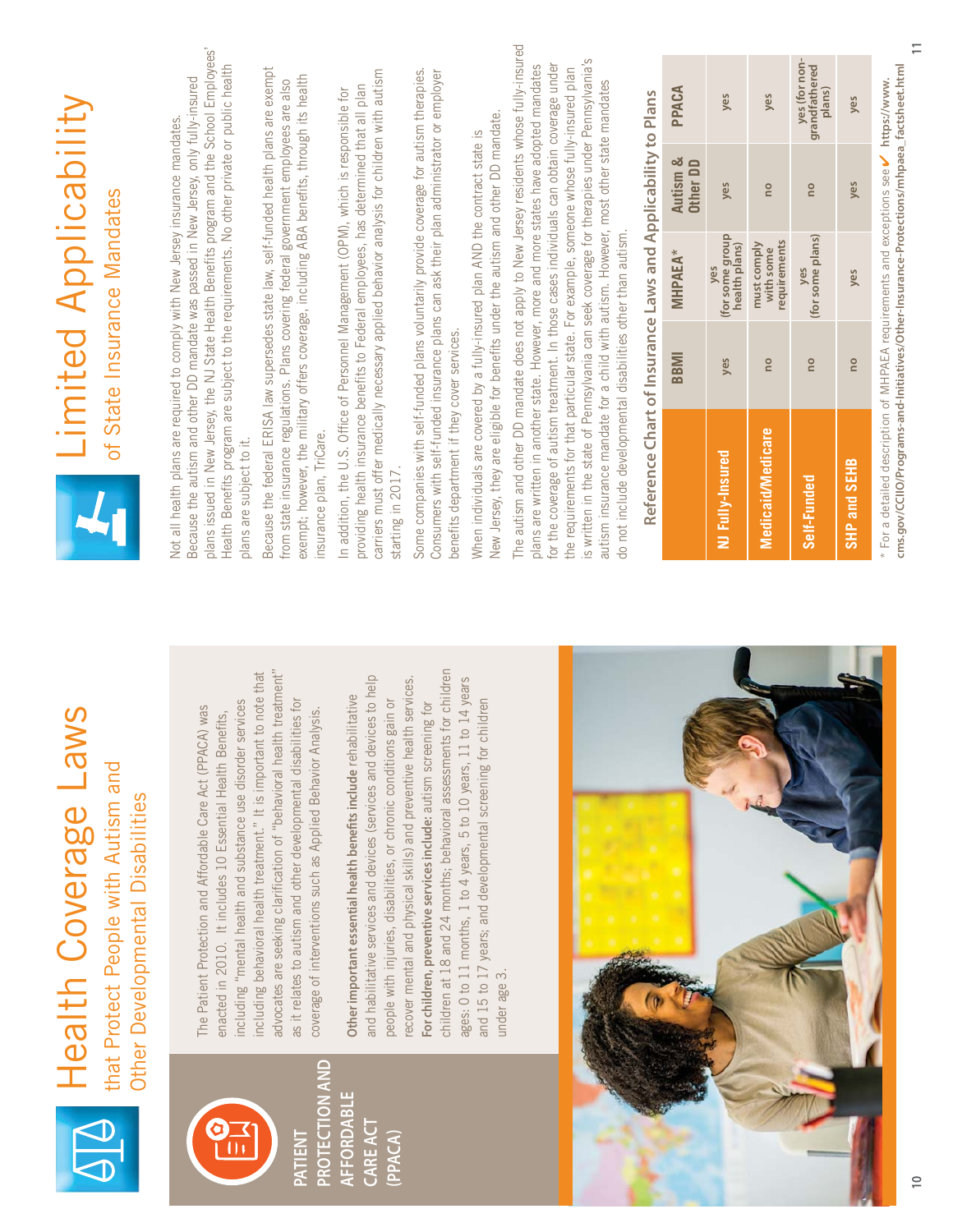# Health Coverage Laws

## that Protect People with Autism and Other Developmental Disabilities

### PATIENT PROTECTION AND AFFORDABLE CARE ACT (PPACA)

The Patient Protection and Affordable Care Act (PPACA) was enacted in 2010. It includes 10 Essential Health Benefits, including "mental health and substance use disorder services including behavioral health treatment." It is important to note that advocates are seeking clarification of "behavioral health treatment" as it relates to autism and other developmental disabilities for coverage of interventions such as Applied Behavior Analysis.

**Other important essential health benefits include** rehabilitative and habilitative services and devices (services and devices to help people with injuries, disabilities, or chronic conditions gain or recover mental and physical skills) and preventive health services.

**For children, preventive services include:** autism screening for children at 18 and 24 months; behavioral assessments for children ages: 0 to 11 months, 1 to 4 years, 5 to 10 years, 11 to 14 years and 15 to 17 years; and developmental screening for children under age 3.

# Limited Applicability

## of State Insurance Mandates

Not all health plans are required to comply with New Jersey insurance mandates. Because the autism and other DD mandate was passed in New Jersey, only fully-insured plans issued in New Jersey, the NJ State Health Benefits program and the School Employees' Health Benefits program are subject to the requirements. No other private or public health plans are subject to it.

Because the federal ERISA law supersedes state law, self-funded health plans are exempt from state insurance regulations. Plans covering federal government employees are also exempt; however, the military offers coverage, including ABA benefits, through its health insurance plan, TriCare.

In addition, the U.S. Office of Personnel Management (OPM), which is responsible for providing health insurance benefits to Federal employees, has determined that all plan carriers must offer medically necessary applied behavior analysis for children with autism starting in 2017.

Some companies with self-funded plans voluntarily provide coverage for autism therapies. Consumers with self-funded insurance plans can ask their plan administrator or employer benefits department if they cover services.

When individuals are covered by a fully-insured plan AND the contract state is New Jersey, they are eligible for benefits under the autism and other DD mandate.

The autism and other DD mandate does not apply to New Jersey residents whose fully-insured plans are written in another state. However, more and more states have adopted mandates for the coverage of autism treatment. In those cases individuals can obtain coverage under the requirements for that particular state. For example, someone whose fully-insured plan is written in the state of Pennsylvania can seek coverage for therapies under Pennsylvania's autism insurance mandate for a child with autism. However, most other state mandates do not include developmental disabilities other than autism.

### Reference Chart of Insurance Laws and Applicability to Plans

| | BBMI | MHPAEA* | Autism & Other DD | PPACA |
|---|---|---|---|---|
| NJ Fully-Insured | yes | yes (for some group health plans) | yes | yes |
| Medicaid/Medicare | no | must comply with some requirements | no | yes |
| Self-Funded | no | yes (for some plans) | no | yes (for non-grandfathered plans) |
| SHP and SEHB | no | yes | yes | yes |

\* For a detailed description of MHPAEA requirements and exceptions see ✔ **https://www.cms.gov/CCIIO/Programs-and-Initiatives/Other-Insurance-Protections/mhpaea_factsheet.html**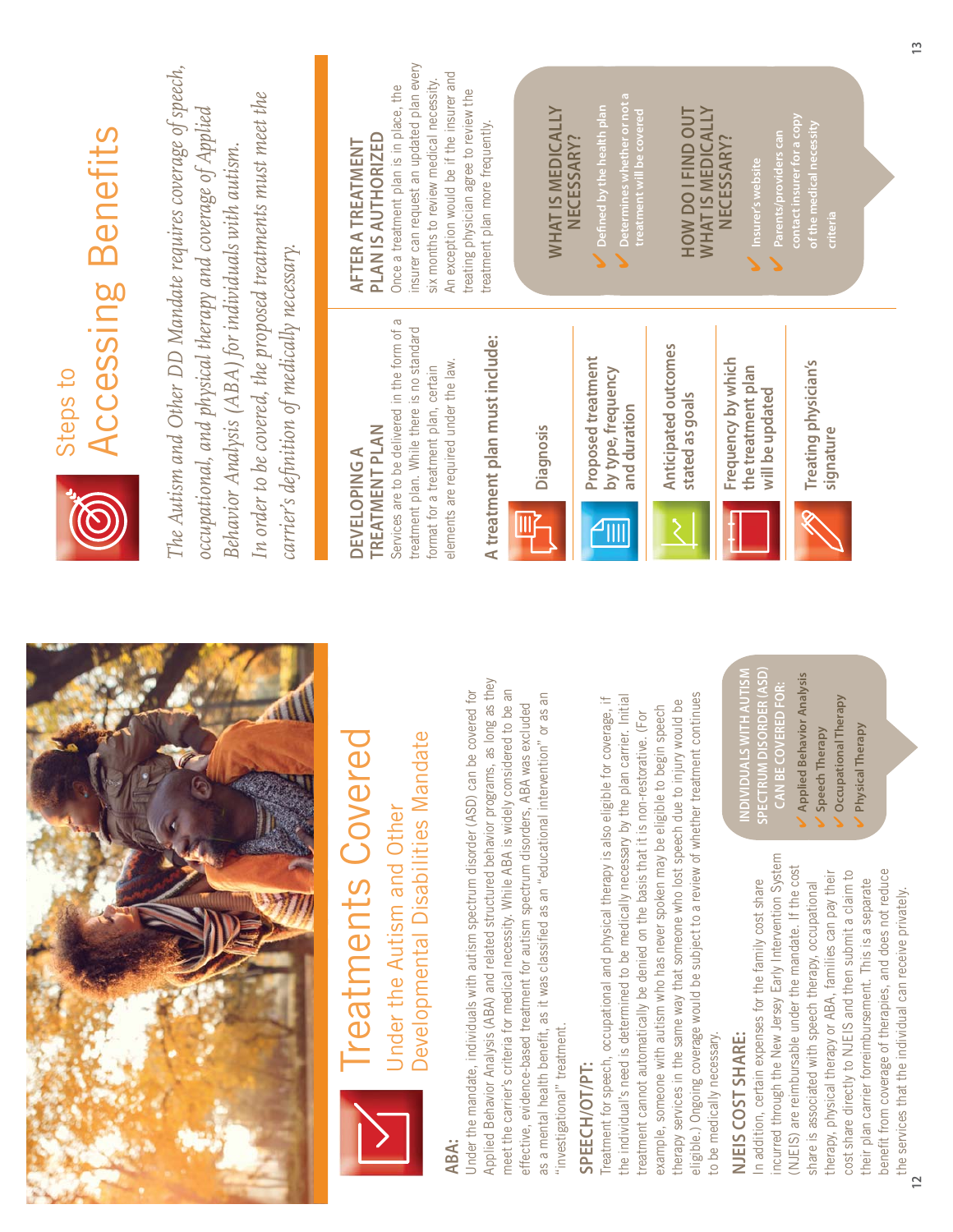# Treatments Covered

## Under the Autism and Other Developmental Disabilities Mandate

### ABA:

Under the mandate, individuals with autism spectrum disorder (ASD) can be covered for Applied Behavior Analysis (ABA) and related structured behavior programs, as long as they meet the carrier's criteria for medical necessity. While ABA is widely considered to be an effective, evidence-based treatment for autism spectrum disorders, ABA was excluded as a mental health benefit, as it was classified as an "educational intervention" or as an "investigational" treatment.

### SPEECH/OT/PT:

Treatment for speech, occupational and physical therapy is also eligible for coverage, if the individual's need is determined to be medically necessary by the plan carrier. Initial treatment cannot automatically be denied on the basis that it is non-restorative. (For example, someone with autism who has never spoken may be eligible to begin speech therapy services in the same way that someone who lost speech due to injury would be eligible.) Ongoing coverage would be subject to a review of whether treatment continues to be medically necessary.

### NJEIS COST SHARE:

In addition, certain expenses for the family cost share incurred through the New Jersey Early Intervention System (NJEIS) are reimbursable under the mandate. If the cost share is associated with speech therapy, occupational therapy, physical therapy or ABA, families can pay their cost share directly to NJEIS and then submit a claim to their plan carrier for reimbursement. This is a separate benefit from coverage of therapies, and does not reduce the services that the individual can receive privately.

**INDIVIDUALS WITH AUTISM SPECTRUM DISORDER (ASD) CAN BE COVERED FOR:**

- Applied Behavior Analysis
- Speech Therapy
- Occupational Therapy
- Physical Therapy

# Steps to Accessing Benefits

*The Autism and Other DD Mandate requires coverage of speech, occupational, and physical therapy and coverage of Applied Behavior Analysis (ABA) for individuals with autism. In order to be covered, the proposed treatments must meet the carrier's definition of medically necessary.*

### DEVELOPING A TREATMENT PLAN

Services are to be delivered in the form of a treatment plan. While there is no standard format for a treatment plan, certain elements are required under the law.

**A treatment plan must include:**

- Diagnosis
- Proposed treatment by type, frequency and duration
- Anticipated outcomes stated as goals
- Frequency by which the treatment plan will be updated
- Treating physician's signature

### AFTER A TREATMENT PLAN IS AUTHORIZED

Once a treatment plan is in place, the insurer can request an updated plan every six months to review medical necessity. An exception would be if the insurer and treating physician agree to review the treatment plan more frequently.

**WHAT IS MEDICALLY NECESSARY?**

- Defined by the health plan
- Determines whether or not a treatment will be covered

**HOW DO I FIND OUT WHAT IS MEDICALLY NECESSARY?**

- Insurer's website
- Parents/providers can contact insurer for a copy of the medical necessity criteria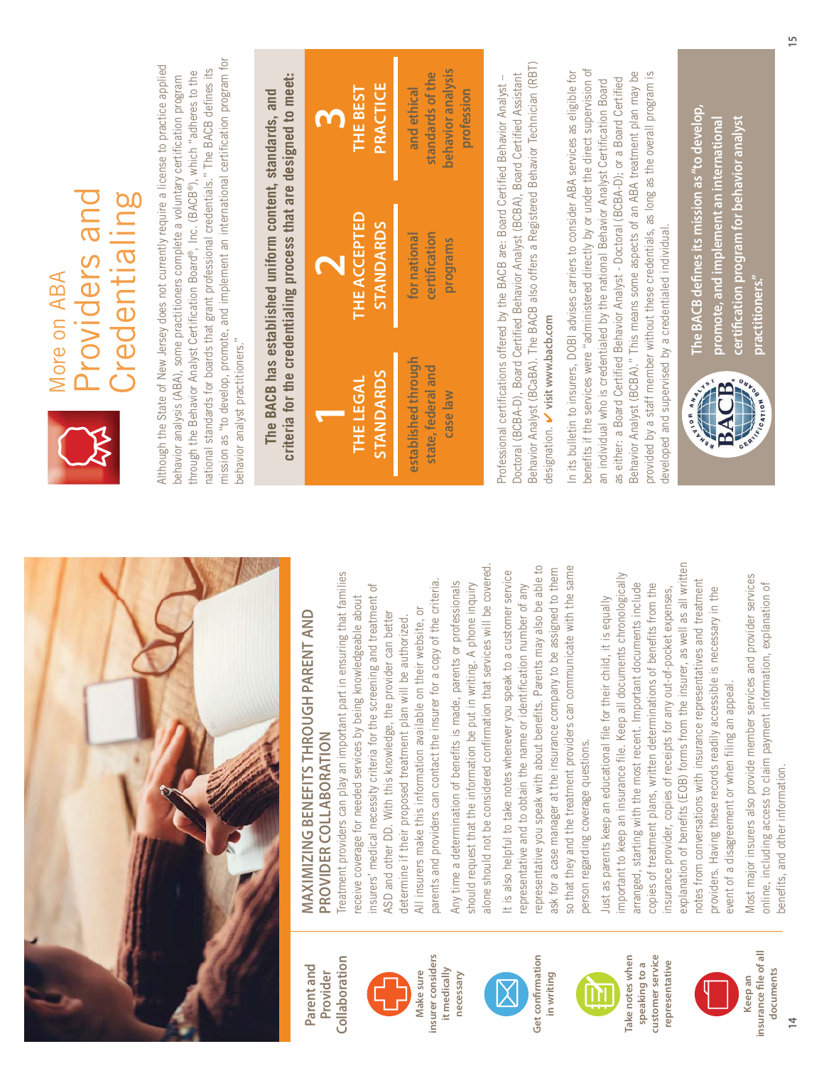## Parent and Provider Collaboration

**Make sure insurer considers it medically necessary**

**Get confirmation in writing**

**Take notes when speaking to a customer service representative**

**Keep an insurance file of all documents**

### MAXIMIZING BENEFITS THROUGH PARENT AND PROVIDER COLLABORATION

Treatment providers can play an important part in ensuring that families receive coverage for needed services by being knowledgeable about insurers' medical necessity criteria for the screening and treatment of ASD and other DD. With this knowledge, the provider can better determine if their proposed treatment plan will be authorized.

All insurers make this information available on their website, or parents and providers can contact the insurer for a copy of the criteria.

Any time a determination of benefits is made, parents or professionals should request that the information be put in writing. A phone inquiry alone should not be considered confirmation that services will be covered.

It is also helpful to take notes whenever you speak to a customer service representative and to obtain the name or identification number of any representative you speak with about benefits. Parents may also be able to ask for a case manager at the insurance company to be assigned to them so that they and the treatment providers can communicate with the same person regarding coverage questions.

Just as parents keep an educational file for their child, it is equally important to keep an insurance file. Keep all documents chronologically arranged, starting with the most recent. Important documents include copies of treatment plans, written determinations of benefits from the insurance provider, copies of receipts for any out-of-pocket expenses, explanation of benefits (EOB) forms from the insurer, as well as all written notes from conversations with insurance representatives and treatment providers. Having these records readily accessible is necessary in the event of a disagreement or when filing an appeal.

Most major insurers also provide member services and provider services online, including access to claim payment information, explanation of benefits, and other information.

# More on ABA Providers and Credentialing

Although the State of New Jersey does not currently require a license to practice applied behavior analysis (ABA), some practitioners complete a voluntary certification program through the Behavior Analyst Certification Board®, Inc. (BACB®), which "adheres to the national standards for boards that grant professional credentials." The BACB defines its mission as "to develop, promote, and implement an international certification program for behavior analyst practitioners."

**The BACB has established uniform content, standards, and criteria for the credentialing process that are designed to meet:**

**1 THE LEGAL STANDARDS** established through state, federal and case law

**2 THE ACCEPTED STANDARDS** for national certification programs

**3 THE BEST PRACTICE** and ethical standards of the behavior analysis profession

Professional certifications offered by the BACB are: Board Certified Behavior Analyst – Doctoral (BCBA-D), Board Certified Behavior Analyst (BCBA), Board Certified Assistant Behavior Analyst (BCaBA). The BACB also offers a Registered Behavior Technician (RBT) designation. ✔ **visit www.bacb.com**

In its bulletin to insurers, DOBI advises carriers to consider ABA services as eligible for benefits if the services were "administered directly by or under the direct supervision of an individual who is credentialed by the national Behavior Analyst Certification Board as either: a Board Certified Behavior Analyst - Doctoral (BCBA-D); or a Board Certified Behavior Analyst (BCBA)." This means some aspects of an ABA treatment plan may be provided by a staff member without these credentials, as long as the overall program is developed and supervised by a credentialed individual.

**The BACB defines its mission as "to develop, promote, and implement an international certification program for behavior analyst practitioners."**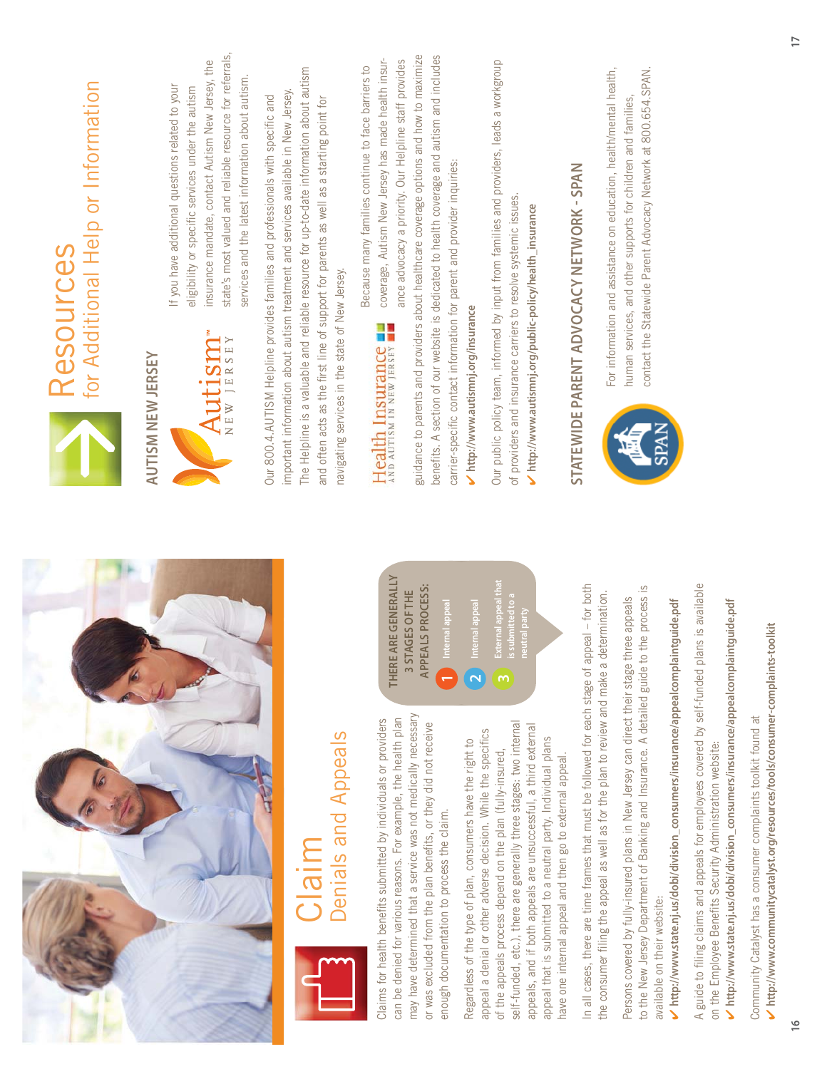# Claim
## Denials and Appeals

Claims for health benefits submitted by individuals or providers can be denied for various reasons. For example, the health plan may have determined that a service was not medically necessary or was excluded from the plan benefits, or they did not receive enough documentation to process the claim.

Regardless of the type of plan, consumers have the right to appeal a denial or other adverse decision. While the specifics of the appeals process depend on the plan (fully-insured, self-funded, etc.), there are generally three stages: two internal appeals, and if both appeals are unsuccessful, a third external appeal that is submitted to a neutral party. Individual plans have one internal appeal and then go to external appeal.

**THERE ARE GENERALLY 3 STAGES OF THE APPEALS PROCESS:**

1. Internal appeal
2. Internal appeal
3. External appeal that is submitted to a neutral party

In all cases, there are time frames that must be followed for each stage of appeal – for both the consumer filing the appeal as well as for the plan to review and make a determination.

Persons covered by fully-insured plans in New Jersey can direct their stage three appeals to the New Jersey Department of Banking and Insurance. A detailed guide to the process is available on their website:

✔ **http://www.state.nj.us/dobi/division_consumers/insurance/appealcomplaintguide.pdf**

A guide to filing claims and appeals for employees covered by self-funded plans is available on the Employee Benefits Security Administration website:

✔ **http://www.state.nj.us/dobi/division_consumers/insurance/appealcomplaintguide.pdf**

Community Catalyst has a consumer complaints toolkit found at

✔ **http://www.communitycatalyst.org/resources/tools/consumer-complaints-toolkit**

# Resources
## for Additional Help or Information

### AUTISM NEW JERSEY

If you have additional questions related to your eligibility or specific services under the autism insurance mandate, contact Autism New Jersey, the state's most valued and reliable resource for referrals, services and the latest information about autism.

Our 800.4.AUTISM Helpline provides families and professionals with specific and important information about autism treatment and services available in New Jersey. The Helpline is a valuable and reliable resource for up-to-date information about autism and often acts as the first line of support for parents as well as a starting point for navigating services in the state of New Jersey.

**Health Insurance** AND AUTISM IN NEW JERSEY — Because many families continue to face barriers to coverage, Autism New Jersey has made health insurance advocacy a priority. Our Helpline staff provides guidance to parents and providers about healthcare coverage options and how to maximize benefits. A section of our website is dedicated to health coverage and autism and includes carrier-specific contact information for parent and provider inquiries:

✔ **http://www.autismnj.org/insurance**

Our public policy team, informed by input from families and providers, leads a workgroup of providers and insurance carriers to resolve systemic issues.

✔ **http://www.autismnj.org/public-policy/health_insurance**

### STATEWIDE PARENT ADVOCACY NETWORK - SPAN

For information and assistance on education, health/mental health, human services, and other supports for children and families, contact the Statewide Parent Advocacy Network at 800.654.SPAN.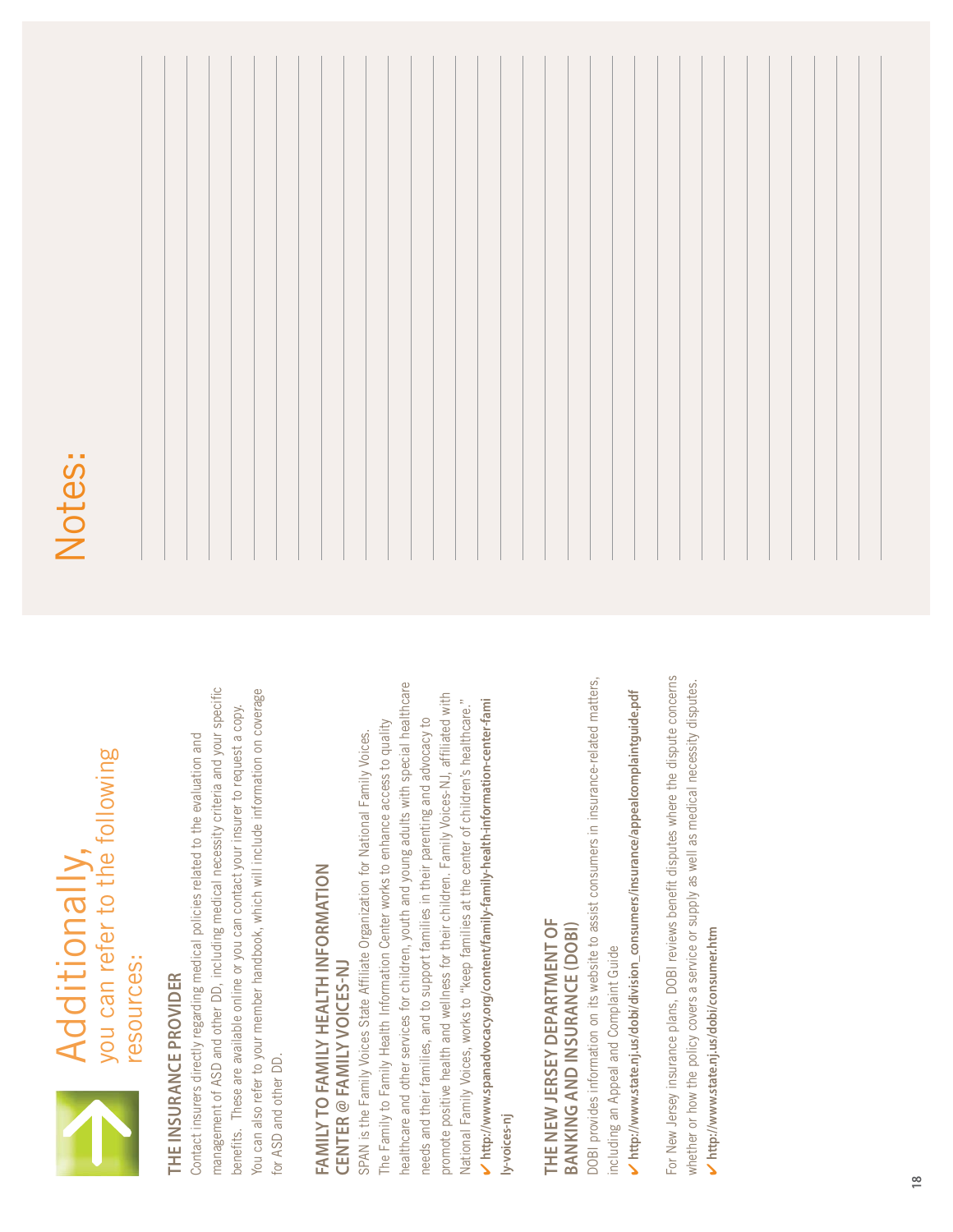# Additionally, you can refer to the following resources:

## THE INSURANCE PROVIDER

Contact insurers directly regarding medical policies related to the evaluation and management of ASD and other DD, including medical necessity criteria and your specific benefits. These are available online or you can contact your insurer to request a copy. You can also refer to your member handbook, which will include information on coverage for ASD and other DD.

## FAMILY TO FAMILY HEALTH INFORMATION CENTER @ FAMILY VOICES-NJ

SPAN is the Family Voices State Affiliate Organization for National Family Voices. The Family to Family Health Information Center works to enhance access to quality healthcare and other services for children, youth and young adults with special healthcare needs and their families, and to support families in their parenting and advocacy to promote positive health and wellness for their children. Family Voices-NJ, affiliated with National Family Voices, works to "keep families at the center of children's healthcare."

✔ **http://www.spanadvocacy.org/content/family-family-health-information-center-family-voices-nj**

## THE NEW JERSEY DEPARTMENT OF BANKING AND INSURANCE (DOBI)

DOBI provides information on its website to assist consumers in insurance-related matters, including an Appeal and Complaint Guide

✔ **http://www.state.nj.us/dobi/division_consumers/insurance/appealcomplaintguide.pdf**

For New Jersey insurance plans, DOBI reviews benefit disputes where the dispute concerns whether or how the policy covers a service or supply as well as medical necessity disputes.

✔ **http://www.state.nj.us/dobi/consumer.htm**

# Notes: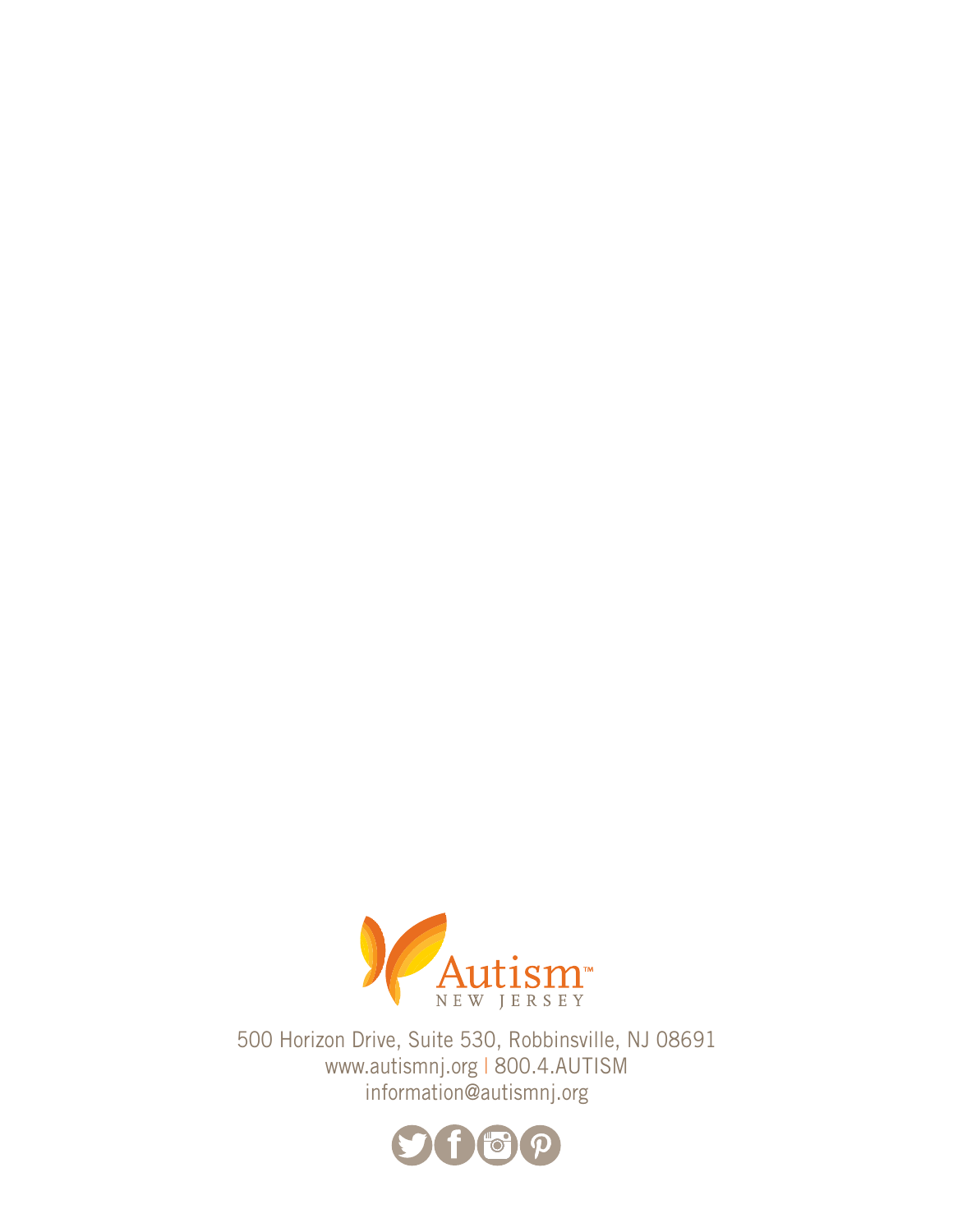Autism™
NEW JERSEY

500 Horizon Drive, Suite 530, Robbinsville, NJ 08691
www.autismnj.org | 800.4.AUTISM
information@autismnj.org